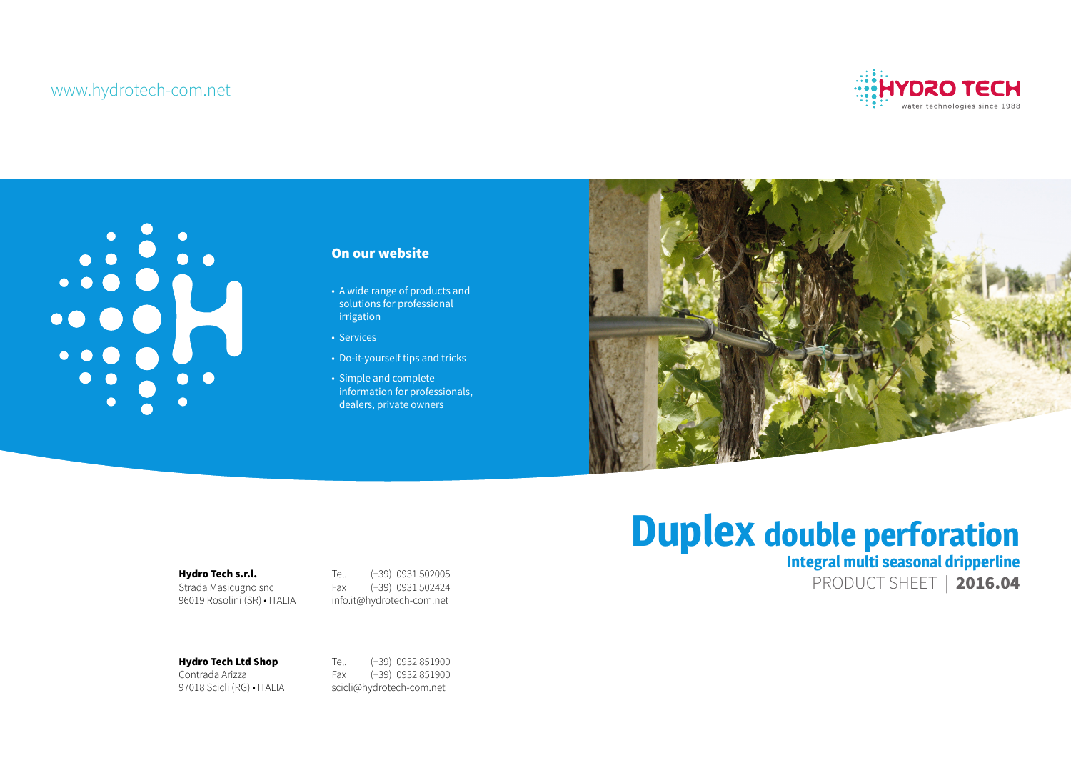www.hydrotech-com.net

HYDRO TECH
water technologies since 1988

## On our website

- A wide range of products and solutions for professional irrigation
- Services
- Do-it-yourself tips and tricks
- Simple and complete information for professionals, dealers, private owners

# Duplex double perforation

## Integral multi seasonal dripperline

PRODUCT SHEET | **2016.04**

**Hydro Tech s.r.l.**
Strada Masicugno snc
96019 Rosolini (SR) • ITALIA

Tel. (+39) 0931 502005
Fax (+39) 0931 502424
info.it@hydrotech-com.net

**Hydro Tech Ltd Shop**
Contrada Arizza
97018 Scicli (RG) • ITALIA

Tel. (+39) 0932 851900
Fax (+39) 0932 851900
scicli@hydrotech-com.net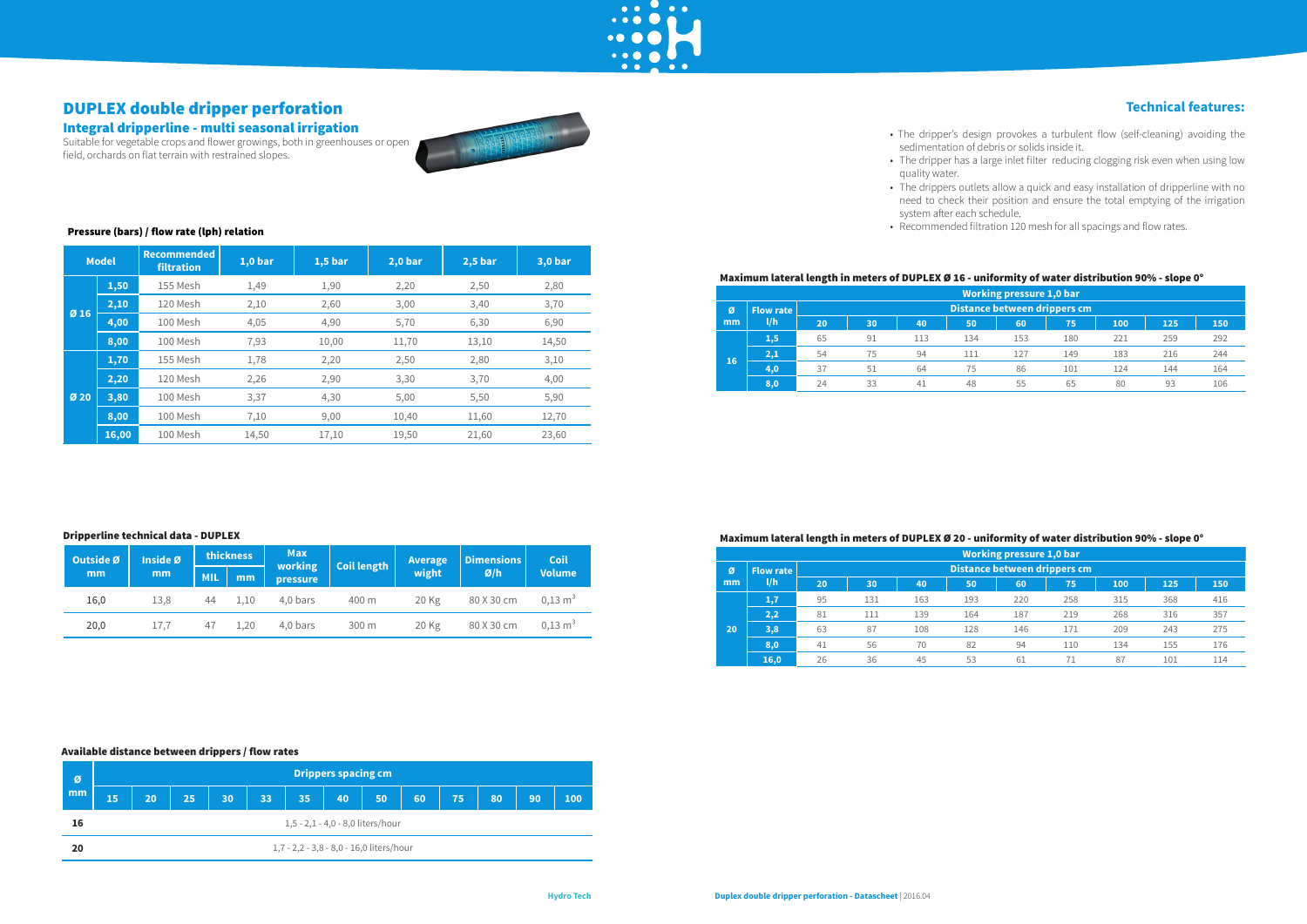# DUPLEX double dripper perforation

## Integral dripperline - multi seasonal irrigation

Suitable for vegetable crops and flower growings, both in greenhouses or open field, orchards on flat terrain with restrained slopes.

### Pressure (bars) / flow rate (lph) relation

| Model | | Recommended filtration | 1,0 bar | 1,5 bar | 2,0 bar | 2,5 bar | 3,0 bar |
|---|---|---|---|---|---|---|---|
| Ø 16 | 1,50 | 155 Mesh | 1,49 | 1,90 | 2,20 | 2,50 | 2,80 |
| | 2,10 | 120 Mesh | 2,10 | 2,60 | 3,00 | 3,40 | 3,70 |
| | 4,00 | 100 Mesh | 4,05 | 4,90 | 5,70 | 6,30 | 6,90 |
| | 8,00 | 100 Mesh | 7,93 | 10,00 | 11,70 | 13,10 | 14,50 |
| Ø 20 | 1,70 | 155 Mesh | 1,78 | 2,20 | 2,50 | 2,80 | 3,10 |
| | 2,20 | 120 Mesh | 2,26 | 2,90 | 3,30 | 3,70 | 4,00 |
| | 3,80 | 100 Mesh | 3,37 | 4,30 | 5,00 | 5,50 | 5,90 |
| | 8,00 | 100 Mesh | 7,10 | 9,00 | 10,40 | 11,60 | 12,70 |
| | 16,00 | 100 Mesh | 14,50 | 17,10 | 19,50 | 21,60 | 23,60 |

### Dripperline technical data - DUPLEX

| Outside Ø mm | Inside Ø mm | thickness | | Max working pressure | Coil length | Average wight | Dimensions Ø/h | Coil Volume |
|---|---|---|---|---|---|---|---|---|
| | | MIL | mm | | | | | |
| 16,0 | 13,8 | 44 | 1,10 | 4,0 bars | 400 m | 20 Kg | 80 X 30 cm | 0,13 m$^3$ |
| 20,0 | 17,7 | 47 | 1,20 | 4,0 bars | 300 m | 20 Kg | 80 X 30 cm | 0,13 m$^3$ |

### Available distance between drippers / flow rates

| Ø mm | Drippers spacing cm | | | | | | | | | | | | |
|---|---|---|---|---|---|---|---|---|---|---|---|---|---|
| | 15 | 20 | 25 | 30 | 33 | 35 | 40 | 50 | 60 | 75 | 80 | 90 | 100 |
| 16 | 1,5 - 2,1 - 4,0 - 8,0 liters/hour | | | | | | | | | | | | |
| 20 | 1,7 - 2,2 - 3,8 - 8,0 - 16,0 liters/hour | | | | | | | | | | | | |

## Technical features:

- The dripper's design provokes a turbulent flow (self-cleaning) avoiding the sedimentation of debris or solids inside it.
- The dripper has a large inlet filter reducing clogging risk even when using low quality water.
- The drippers outlets allow a quick and easy installation of dripperline with no need to check their position and ensure the total emptying of the irrigation system after each schedule.
- Recommended filtration 120 mesh for all spacings and flow rates.

### Maximum lateral length in meters of DUPLEX Ø 16 - uniformity of water distribution 90% - slope 0°

| Ø mm | Flow rate l/h | Working pressure 1,0 bar | | | | | | | | |
|---|---|---|---|---|---|---|---|---|---|---|
| | | Distance between drippers cm | | | | | | | | |
| | | 20 | 30 | 40 | 50 | 60 | 75 | 100 | 125 | 150 |
| 16 | 1,5 | 65 | 91 | 113 | 134 | 153 | 180 | 221 | 259 | 292 |
| | 2,1 | 54 | 75 | 94 | 111 | 127 | 149 | 183 | 216 | 244 |
| | 4,0 | 37 | 51 | 64 | 75 | 86 | 101 | 124 | 144 | 164 |
| | 8,0 | 24 | 33 | 41 | 48 | 55 | 65 | 80 | 93 | 106 |

### Maximum lateral length in meters of DUPLEX Ø 20 - uniformity of water distribution 90% - slope 0°

| Ø mm | Flow rate l/h | Working pressure 1,0 bar | | | | | | | | |
|---|---|---|---|---|---|---|---|---|---|---|
| | | Distance between drippers cm | | | | | | | | |
| | | 20 | 30 | 40 | 50 | 60 | 75 | 100 | 125 | 150 |
| 20 | 1,7 | 95 | 131 | 163 | 193 | 220 | 258 | 315 | 368 | 416 |
| | 2,2 | 81 | 111 | 139 | 164 | 187 | 219 | 268 | 316 | 357 |
| | 3,8 | 63 | 87 | 108 | 128 | 146 | 171 | 209 | 243 | 275 |
| | 8,0 | 41 | 56 | 70 | 82 | 94 | 110 | 134 | 155 | 176 |
| | 16,0 | 26 | 36 | 45 | 53 | 61 | 71 | 87 | 101 | 114 |